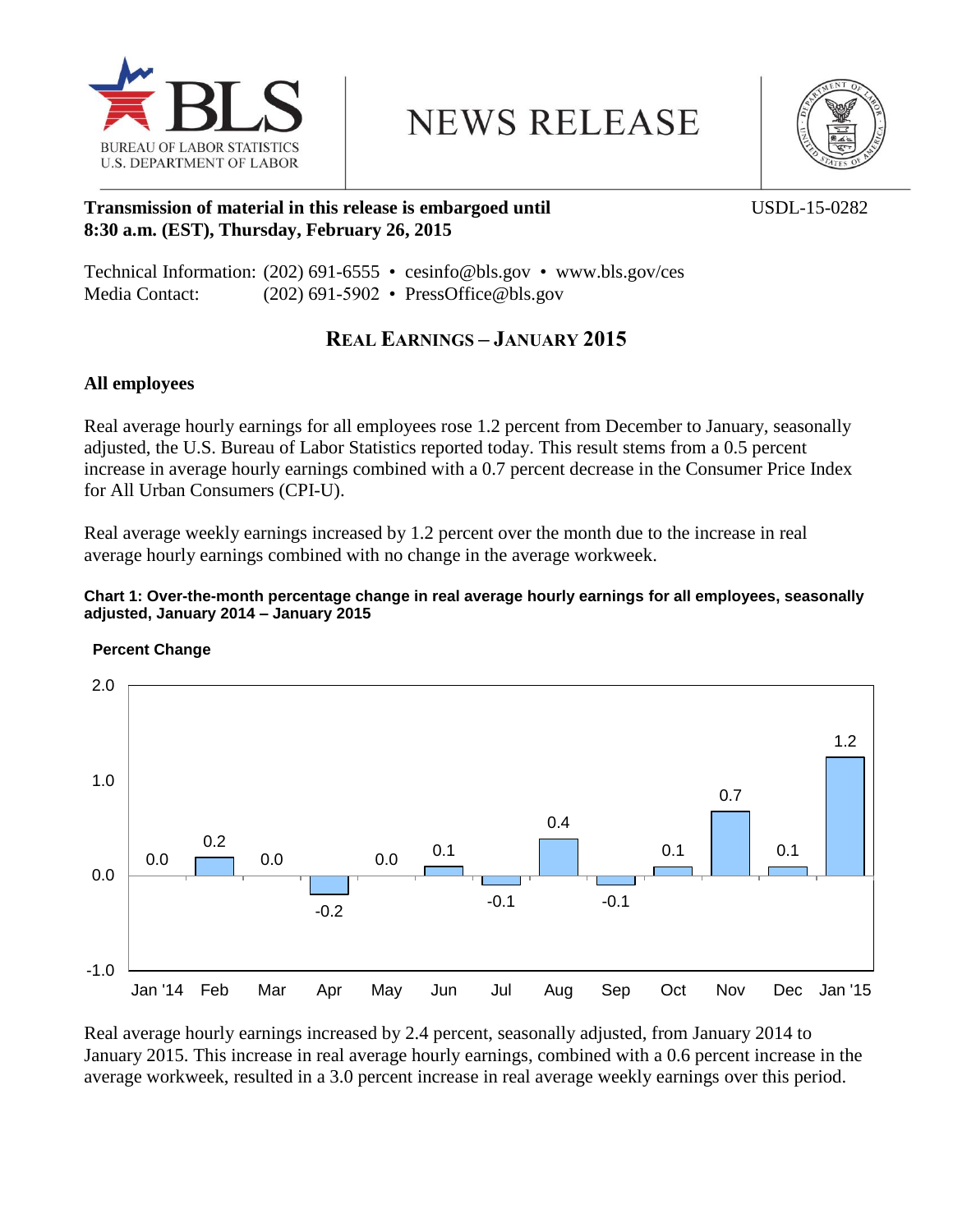BLS
BUREAU OF LABOR STATISTICS
U.S. DEPARTMENT OF LABOR

# NEWS RELEASE

**Transmission of material in this release is embargoed until 8:30 a.m. (EST), Thursday, February 26, 2015**

USDL-15-0282

Technical Information: (202) 691-6555 • cesinfo@bls.gov • www.bls.gov/ces
Media Contact: (202) 691-5902 • PressOffice@bls.gov

## REAL EARNINGS – JANUARY 2015

### All employees

Real average hourly earnings for all employees rose 1.2 percent from December to January, seasonally adjusted, the U.S. Bureau of Labor Statistics reported today. This result stems from a 0.5 percent increase in average hourly earnings combined with a 0.7 percent decrease in the Consumer Price Index for All Urban Consumers (CPI-U).

Real average weekly earnings increased by 1.2 percent over the month due to the increase in real average hourly earnings combined with no change in the average workweek.

**Chart 1: Over-the-month percentage change in real average hourly earnings for all employees, seasonally adjusted, January 2014 – January 2015**

Percent Change

| Month | Percent Change |
| --- | --- |
| Jan '14 | 0.0 |
| Feb | 0.2 |
| Mar | 0.0 |
| Apr | -0.2 |
| May | 0.0 |
| Jun | 0.1 |
| Jul | -0.1 |
| Aug | 0.4 |
| Sep | -0.1 |
| Oct | 0.1 |
| Nov | 0.7 |
| Dec | 0.1 |
| Jan '15 | 1.2 |

Real average hourly earnings increased by 2.4 percent, seasonally adjusted, from January 2014 to January 2015. This increase in real average hourly earnings, combined with a 0.6 percent increase in the average workweek, resulted in a 3.0 percent increase in real average weekly earnings over this period.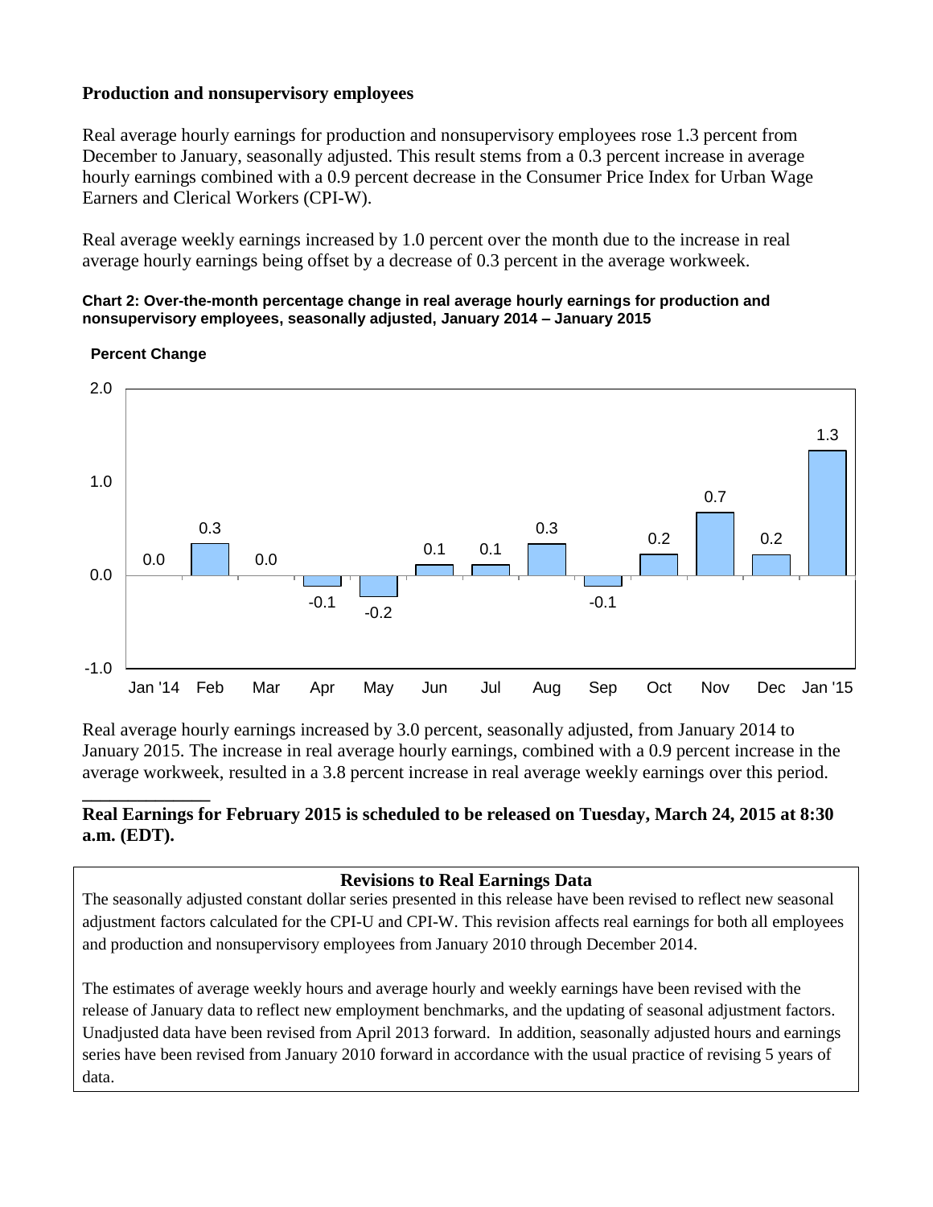## Production and nonsupervisory employees

Real average hourly earnings for production and nonsupervisory employees rose 1.3 percent from December to January, seasonally adjusted. This result stems from a 0.3 percent increase in average hourly earnings combined with a 0.9 percent decrease in the Consumer Price Index for Urban Wage Earners and Clerical Workers (CPI-W).

Real average weekly earnings increased by 1.0 percent over the month due to the increase in real average hourly earnings being offset by a decrease of 0.3 percent in the average workweek.

**Chart 2: Over-the-month percentage change in real average hourly earnings for production and nonsupervisory employees, seasonally adjusted, January 2014 – January 2015**

| Month | Percent Change |
| --- | --- |
| Jan '14 | 0.0 |
| Feb | 0.3 |
| Mar | 0.0 |
| Apr | -0.1 |
| May | -0.2 |
| Jun | 0.1 |
| Jul | 0.1 |
| Aug | 0.3 |
| Sep | -0.1 |
| Oct | 0.2 |
| Nov | 0.7 |
| Dec | 0.2 |
| Jan '15 | 1.3 |

Real average hourly earnings increased by 3.0 percent, seasonally adjusted, from January 2014 to January 2015. The increase in real average hourly earnings, combined with a 0.9 percent increase in the average workweek, resulted in a 3.8 percent increase in real average weekly earnings over this period.

______________

**Real Earnings for February 2015 is scheduled to be released on Tuesday, March 24, 2015 at 8:30 a.m. (EDT).**

### Revisions to Real Earnings Data

The seasonally adjusted constant dollar series presented in this release have been revised to reflect new seasonal adjustment factors calculated for the CPI-U and CPI-W. This revision affects real earnings for both all employees and production and nonsupervisory employees from January 2010 through December 2014.

The estimates of average weekly hours and average hourly and weekly earnings have been revised with the release of January data to reflect new employment benchmarks, and the updating of seasonal adjustment factors. Unadjusted data have been revised from April 2013 forward. In addition, seasonally adjusted hours and earnings series have been revised from January 2010 forward in accordance with the usual practice of revising 5 years of data.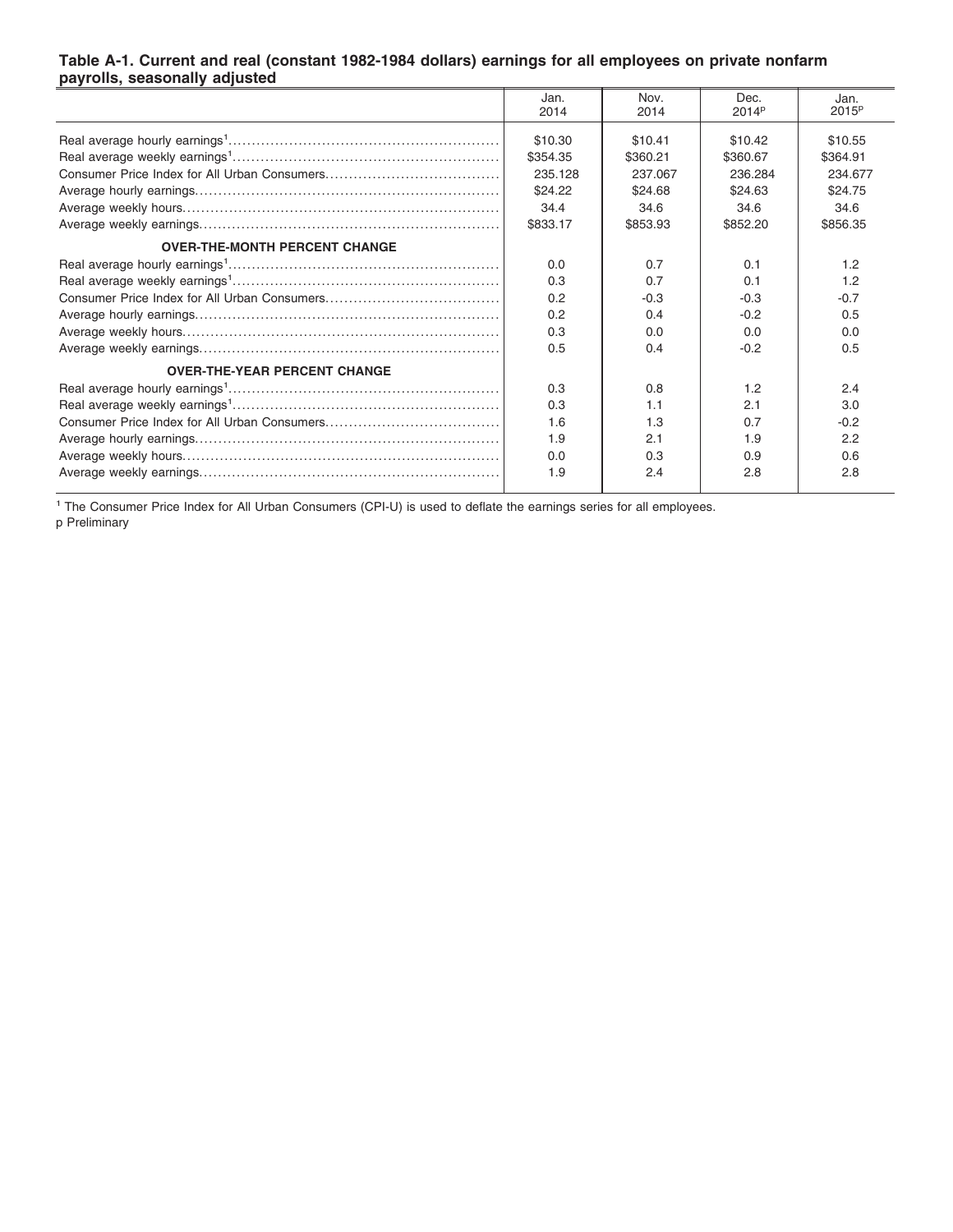**Table A-1. Current and real (constant 1982-1984 dollars) earnings for all employees on private nonfarm payrolls, seasonally adjusted**

| | Jan. 2014 | Nov. 2014 | Dec. 2014p | Jan. 2015p |
|---|---|---|---|---|
| Real average hourly earnings[1] | $10.30 | $10.41 | $10.42 | $10.55 |
| Real average weekly earnings[1] | $354.35 | $360.21 | $360.67 | $364.91 |
| Consumer Price Index for All Urban Consumers | 235.128 | 237.067 | 236.284 | 234.677 |
| Average hourly earnings | $24.22 | $24.68 | $24.63 | $24.75 |
| Average weekly hours | 34.4 | 34.6 | 34.6 | 34.6 |
| Average weekly earnings | $833.17 | $853.93 | $852.20 | $856.35 |
| **OVER-THE-MONTH PERCENT CHANGE** | | | | |
| Real average hourly earnings[1] | 0.0 | 0.7 | 0.1 | 1.2 |
| Real average weekly earnings[1] | 0.3 | 0.7 | 0.1 | 1.2 |
| Consumer Price Index for All Urban Consumers | 0.2 | -0.3 | -0.3 | -0.7 |
| Average hourly earnings | 0.2 | 0.4 | -0.2 | 0.5 |
| Average weekly hours | 0.3 | 0.0 | 0.0 | 0.0 |
| Average weekly earnings | 0.5 | 0.4 | -0.2 | 0.5 |
| **OVER-THE-YEAR PERCENT CHANGE** | | | | |
| Real average hourly earnings[1] | 0.3 | 0.8 | 1.2 | 2.4 |
| Real average weekly earnings[1] | 0.3 | 1.1 | 2.1 | 3.0 |
| Consumer Price Index for All Urban Consumers | 1.6 | 1.3 | 0.7 | -0.2 |
| Average hourly earnings | 1.9 | 2.1 | 1.9 | 2.2 |
| Average weekly hours | 0.0 | 0.3 | 0.9 | 0.6 |
| Average weekly earnings | 1.9 | 2.4 | 2.8 | 2.8 |

[1] The Consumer Price Index for All Urban Consumers (CPI-U) is used to deflate the earnings series for all employees.

p Preliminary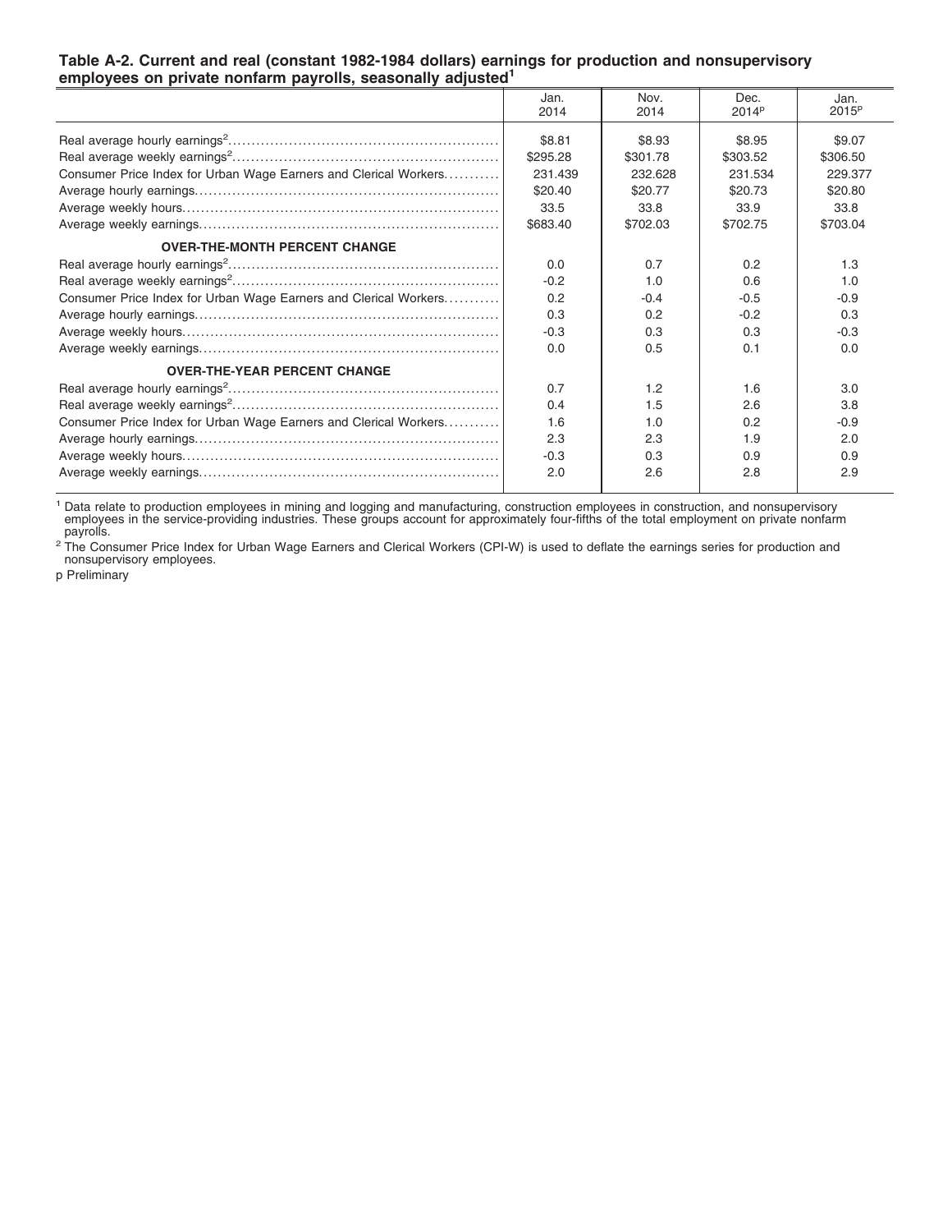**Table A-2. Current and real (constant 1982-1984 dollars) earnings for production and nonsupervisory employees on private nonfarm payrolls, seasonally adjusted[1]**

| | Jan. 2014 | Nov. 2014 | Dec. 2014[p] | Jan. 2015[p] |
|---|---|---|---|---|
| Real average hourly earnings[2] | $8.81 | $8.93 | $8.95 | $9.07 |
| Real average weekly earnings[2] | $295.28 | $301.78 | $303.52 | $306.50 |
| Consumer Price Index for Urban Wage Earners and Clerical Workers | 231.439 | 232.628 | 231.534 | 229.377 |
| Average hourly earnings | $20.40 | $20.77 | $20.73 | $20.80 |
| Average weekly hours | 33.5 | 33.8 | 33.9 | 33.8 |
| Average weekly earnings | $683.40 | $702.03 | $702.75 | $703.04 |
| **OVER-THE-MONTH PERCENT CHANGE** | | | | |
| Real average hourly earnings[2] | 0.0 | 0.7 | 0.2 | 1.3 |
| Real average weekly earnings[2] | -0.2 | 1.0 | 0.6 | 1.0 |
| Consumer Price Index for Urban Wage Earners and Clerical Workers | 0.2 | -0.4 | -0.5 | -0.9 |
| Average hourly earnings | 0.3 | 0.2 | -0.2 | 0.3 |
| Average weekly hours | -0.3 | 0.3 | 0.3 | -0.3 |
| Average weekly earnings | 0.0 | 0.5 | 0.1 | 0.0 |
| **OVER-THE-YEAR PERCENT CHANGE** | | | | |
| Real average hourly earnings[2] | 0.7 | 1.2 | 1.6 | 3.0 |
| Real average weekly earnings[2] | 0.4 | 1.5 | 2.6 | 3.8 |
| Consumer Price Index for Urban Wage Earners and Clerical Workers | 1.6 | 1.0 | 0.2 | -0.9 |
| Average hourly earnings | 2.3 | 2.3 | 1.9 | 2.0 |
| Average weekly hours | -0.3 | 0.3 | 0.9 | 0.9 |
| Average weekly earnings | 2.0 | 2.6 | 2.8 | 2.9 |

[1] Data relate to production employees in mining and logging and manufacturing, construction employees in construction, and nonsupervisory employees in the service-providing industries. These groups account for approximately four-fifths of the total employment on private nonfarm payrolls.

[2] The Consumer Price Index for Urban Wage Earners and Clerical Workers (CPI-W) is used to deflate the earnings series for production and nonsupervisory employees.

p Preliminary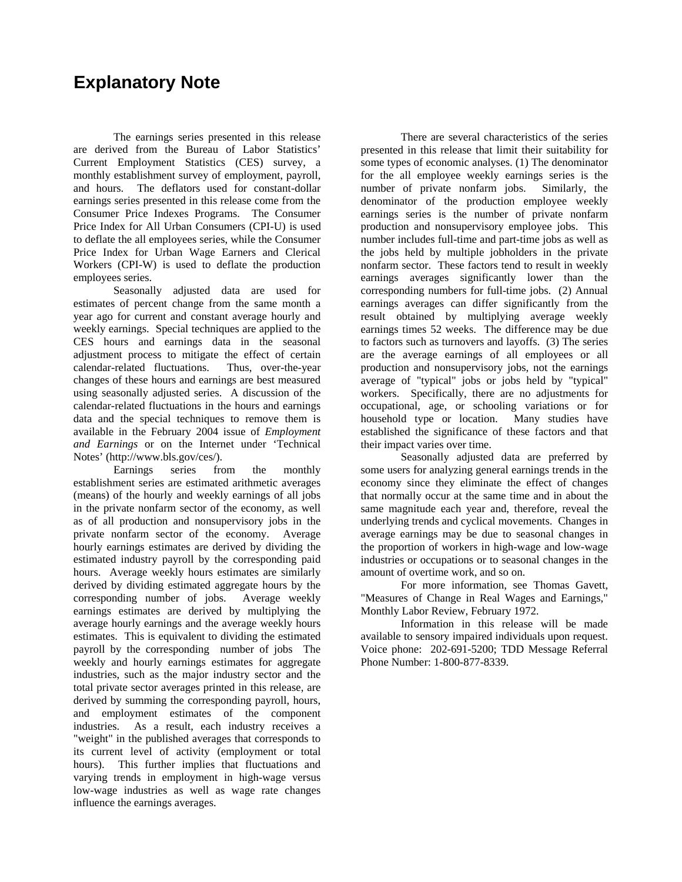# Explanatory Note

The earnings series presented in this release are derived from the Bureau of Labor Statistics' Current Employment Statistics (CES) survey, a monthly establishment survey of employment, payroll, and hours. The deflators used for constant-dollar earnings series presented in this release come from the Consumer Price Indexes Programs. The Consumer Price Index for All Urban Consumers (CPI-U) is used to deflate the all employees series, while the Consumer Price Index for Urban Wage Earners and Clerical Workers (CPI-W) is used to deflate the production employees series.

Seasonally adjusted data are used for estimates of percent change from the same month a year ago for current and constant average hourly and weekly earnings. Special techniques are applied to the CES hours and earnings data in the seasonal adjustment process to mitigate the effect of certain calendar-related fluctuations. Thus, over-the-year changes of these hours and earnings are best measured using seasonally adjusted series. A discussion of the calendar-related fluctuations in the hours and earnings data and the special techniques to remove them is available in the February 2004 issue of *Employment and Earnings* or on the Internet under 'Technical Notes' (http://www.bls.gov/ces/).

Earnings series from the monthly establishment series are estimated arithmetic averages (means) of the hourly and weekly earnings of all jobs in the private nonfarm sector of the economy, as well as of all production and nonsupervisory jobs in the private nonfarm sector of the economy. Average hourly earnings estimates are derived by dividing the estimated industry payroll by the corresponding paid hours. Average weekly hours estimates are similarly derived by dividing estimated aggregate hours by the corresponding number of jobs. Average weekly earnings estimates are derived by multiplying the average hourly earnings and the average weekly hours estimates. This is equivalent to dividing the estimated payroll by the corresponding number of jobs The weekly and hourly earnings estimates for aggregate industries, such as the major industry sector and the total private sector averages printed in this release, are derived by summing the corresponding payroll, hours, and employment estimates of the component industries. As a result, each industry receives a "weight" in the published averages that corresponds to its current level of activity (employment or total hours). This further implies that fluctuations and varying trends in employment in high-wage versus low-wage industries as well as wage rate changes influence the earnings averages.

There are several characteristics of the series presented in this release that limit their suitability for some types of economic analyses. (1) The denominator for the all employee weekly earnings series is the number of private nonfarm jobs. Similarly, the denominator of the production employee weekly earnings series is the number of private nonfarm production and nonsupervisory employee jobs. This number includes full-time and part-time jobs as well as the jobs held by multiple jobholders in the private nonfarm sector. These factors tend to result in weekly earnings averages significantly lower than the corresponding numbers for full-time jobs. (2) Annual earnings averages can differ significantly from the result obtained by multiplying average weekly earnings times 52 weeks. The difference may be due to factors such as turnovers and layoffs. (3) The series are the average earnings of all employees or all production and nonsupervisory jobs, not the earnings average of "typical" jobs or jobs held by "typical" workers. Specifically, there are no adjustments for occupational, age, or schooling variations or for household type or location. Many studies have established the significance of these factors and that their impact varies over time.

Seasonally adjusted data are preferred by some users for analyzing general earnings trends in the economy since they eliminate the effect of changes that normally occur at the same time and in about the same magnitude each year and, therefore, reveal the underlying trends and cyclical movements. Changes in average earnings may be due to seasonal changes in the proportion of workers in high-wage and low-wage industries or occupations or to seasonal changes in the amount of overtime work, and so on.

For more information, see Thomas Gavett, "Measures of Change in Real Wages and Earnings," Monthly Labor Review, February 1972.

Information in this release will be made available to sensory impaired individuals upon request. Voice phone: 202-691-5200; TDD Message Referral Phone Number: 1-800-877-8339.